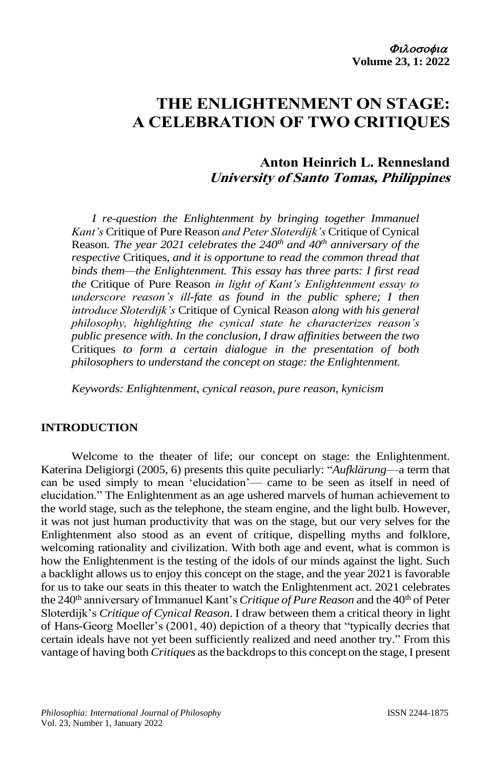*Φιλοσοφια*
**Volume 23, 1: 2022**

# THE ENLIGHTENMENT ON STAGE: A CELEBRATION OF TWO CRITIQUES

**Anton Heinrich L. Rennesland**
***University of Santo Tomas, Philippines***

*I re-question the Enlightenment by bringing together Immanuel Kant's* Critique of Pure Reason *and Peter Sloterdijk's* Critique of Cynical Reason*. The year 2021 celebrates the 240th and 40th anniversary of the respective* Critiques*, and it is opportune to read the common thread that binds them—the Enlightenment. This essay has three parts: I first read the* Critique of Pure Reason *in light of Kant's Enlightenment essay to underscore reason's ill-fate as found in the public sphere; I then introduce Sloterdijk's* Critique of Cynical Reason *along with his general philosophy, highlighting the cynical state he characterizes reason's public presence with. In the conclusion, I draw affinities between the two* Critiques *to form a certain dialogue in the presentation of both philosophers to understand the concept on stage: the Enlightenment.*

*Keywords: Enlightenment, cynical reason, pure reason, kynicism*

## INTRODUCTION

Welcome to the theater of life; our concept on stage: the Enlightenment. Katerina Deligiorgi (2005, 6) presents this quite peculiarly: "*Aufklärung*—a term that can be used simply to mean 'elucidation'— came to be seen as itself in need of elucidation." The Enlightenment as an age ushered marvels of human achievement to the world stage, such as the telephone, the steam engine, and the light bulb. However, it was not just human productivity that was on the stage, but our very selves for the Enlightenment also stood as an event of critique, dispelling myths and folklore, welcoming rationality and civilization. With both age and event, what is common is how the Enlightenment is the testing of the idols of our minds against the light. Such a backlight allows us to enjoy this concept on the stage, and the year 2021 is favorable for us to take our seats in this theater to watch the Enlightenment act. 2021 celebrates the 240th anniversary of Immanuel Kant's *Critique of Pure Reason* and the 40th of Peter Sloterdijk's *Critique of Cynical Reason*. I draw between them a critical theory in light of Hans-Georg Moeller's (2001, 40) depiction of a theory that "typically decries that certain ideals have not yet been sufficiently realized and need another try." From this vantage of having both *Critiques* as the backdrops to this concept on the stage, I present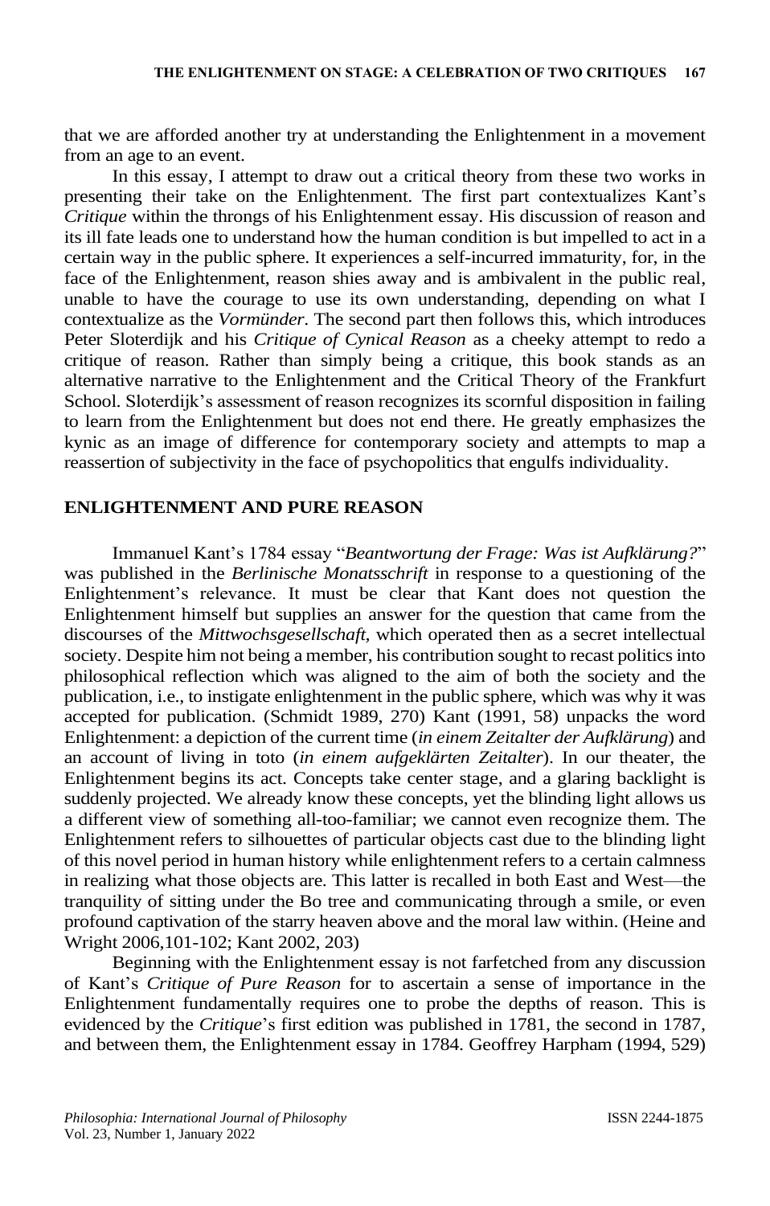that we are afforded another try at understanding the Enlightenment in a movement from an age to an event.

In this essay, I attempt to draw out a critical theory from these two works in presenting their take on the Enlightenment. The first part contextualizes Kant's *Critique* within the throngs of his Enlightenment essay. His discussion of reason and its ill fate leads one to understand how the human condition is but impelled to act in a certain way in the public sphere. It experiences a self-incurred immaturity, for, in the face of the Enlightenment, reason shies away and is ambivalent in the public real, unable to have the courage to use its own understanding, depending on what I contextualize as the *Vormünder*. The second part then follows this, which introduces Peter Sloterdijk and his *Critique of Cynical Reason* as a cheeky attempt to redo a critique of reason. Rather than simply being a critique, this book stands as an alternative narrative to the Enlightenment and the Critical Theory of the Frankfurt School. Sloterdijk's assessment of reason recognizes its scornful disposition in failing to learn from the Enlightenment but does not end there. He greatly emphasizes the kynic as an image of difference for contemporary society and attempts to map a reassertion of subjectivity in the face of psychopolitics that engulfs individuality.

## ENLIGHTENMENT AND PURE REASON

Immanuel Kant's 1784 essay "*Beantwortung der Frage: Was ist Aufklärung?*" was published in the *Berlinische Monatsschrift* in response to a questioning of the Enlightenment's relevance. It must be clear that Kant does not question the Enlightenment himself but supplies an answer for the question that came from the discourses of the *Mittwochsgesellschaft*, which operated then as a secret intellectual society. Despite him not being a member, his contribution sought to recast politics into philosophical reflection which was aligned to the aim of both the society and the publication, i.e., to instigate enlightenment in the public sphere, which was why it was accepted for publication. (Schmidt 1989, 270) Kant (1991, 58) unpacks the word Enlightenment: a depiction of the current time (*in einem Zeitalter der Aufklärung*) and an account of living in toto (*in einem aufgeklärten Zeitalter*). In our theater, the Enlightenment begins its act. Concepts take center stage, and a glaring backlight is suddenly projected. We already know these concepts, yet the blinding light allows us a different view of something all-too-familiar; we cannot even recognize them. The Enlightenment refers to silhouettes of particular objects cast due to the blinding light of this novel period in human history while enlightenment refers to a certain calmness in realizing what those objects are. This latter is recalled in both East and West—the tranquility of sitting under the Bo tree and communicating through a smile, or even profound captivation of the starry heaven above and the moral law within. (Heine and Wright 2006,101-102; Kant 2002, 203)

Beginning with the Enlightenment essay is not farfetched from any discussion of Kant's *Critique of Pure Reason* for to ascertain a sense of importance in the Enlightenment fundamentally requires one to probe the depths of reason. This is evidenced by the *Critique*'s first edition was published in 1781, the second in 1787, and between them, the Enlightenment essay in 1784. Geoffrey Harpham (1994, 529)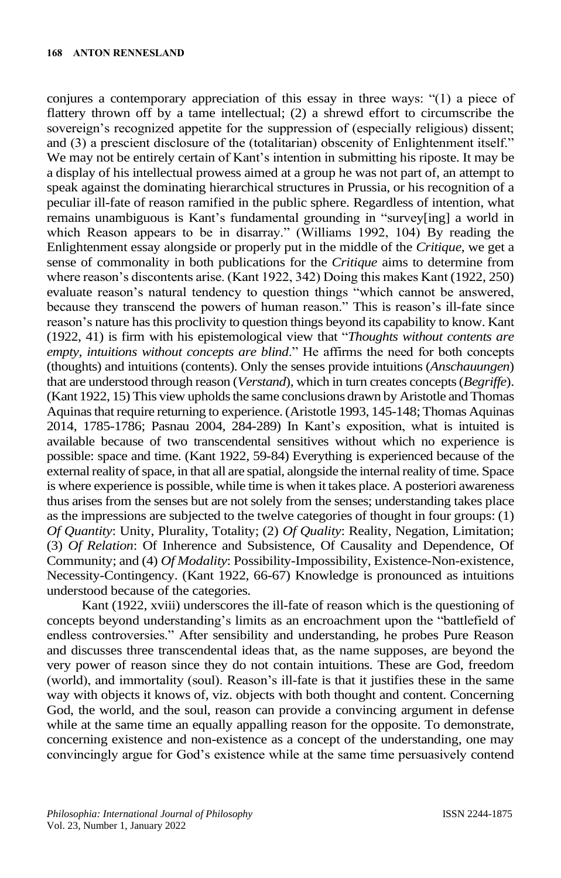conjures a contemporary appreciation of this essay in three ways: "(1) a piece of flattery thrown off by a tame intellectual; (2) a shrewd effort to circumscribe the sovereign's recognized appetite for the suppression of (especially religious) dissent; and (3) a prescient disclosure of the (totalitarian) obscenity of Enlightenment itself." We may not be entirely certain of Kant's intention in submitting his riposte. It may be a display of his intellectual prowess aimed at a group he was not part of, an attempt to speak against the dominating hierarchical structures in Prussia, or his recognition of a peculiar ill-fate of reason ramified in the public sphere. Regardless of intention, what remains unambiguous is Kant's fundamental grounding in "survey[ing] a world in which Reason appears to be in disarray." (Williams 1992, 104) By reading the Enlightenment essay alongside or properly put in the middle of the *Critique*, we get a sense of commonality in both publications for the *Critique* aims to determine from where reason's discontents arise. (Kant 1922, 342) Doing this makes Kant (1922, 250) evaluate reason's natural tendency to question things "which cannot be answered, because they transcend the powers of human reason." This is reason's ill-fate since reason's nature has this proclivity to question things beyond its capability to know. Kant (1922, 41) is firm with his epistemological view that "*Thoughts without contents are empty, intuitions without concepts are blind*." He affirms the need for both concepts (thoughts) and intuitions (contents). Only the senses provide intuitions (*Anschauungen*) that are understood through reason (*Verstand*), which in turn creates concepts (*Begriffe*). (Kant 1922, 15) This view upholds the same conclusions drawn by Aristotle and Thomas Aquinas that require returning to experience. (Aristotle 1993, 145-148; Thomas Aquinas 2014, 1785-1786; Pasnau 2004, 284-289) In Kant's exposition, what is intuited is available because of two transcendental sensitives without which no experience is possible: space and time. (Kant 1922, 59-84) Everything is experienced because of the external reality of space, in that all are spatial, alongside the internal reality of time. Space is where experience is possible, while time is when it takes place. A posteriori awareness thus arises from the senses but are not solely from the senses; understanding takes place as the impressions are subjected to the twelve categories of thought in four groups: (1) *Of Quantity*: Unity, Plurality, Totality; (2) *Of Quality*: Reality, Negation, Limitation; (3) *Of Relation*: Of Inherence and Subsistence, Of Causality and Dependence, Of Community; and (4) *Of Modality*: Possibility-Impossibility, Existence-Non-existence, Necessity-Contingency. (Kant 1922, 66-67) Knowledge is pronounced as intuitions understood because of the categories.

Kant (1922, xviii) underscores the ill-fate of reason which is the questioning of concepts beyond understanding's limits as an encroachment upon the "battlefield of endless controversies." After sensibility and understanding, he probes Pure Reason and discusses three transcendental ideas that, as the name supposes, are beyond the very power of reason since they do not contain intuitions. These are God, freedom (world), and immortality (soul). Reason's ill-fate is that it justifies these in the same way with objects it knows of, viz. objects with both thought and content. Concerning God, the world, and the soul, reason can provide a convincing argument in defense while at the same time an equally appalling reason for the opposite. To demonstrate, concerning existence and non-existence as a concept of the understanding, one may convincingly argue for God's existence while at the same time persuasively contend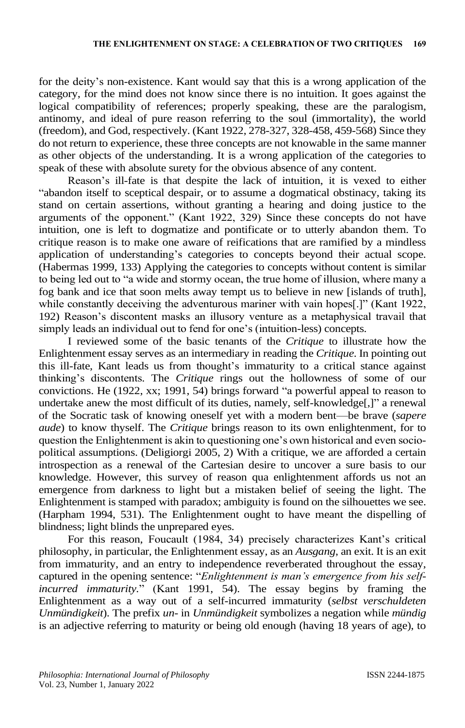for the deity's non-existence. Kant would say that this is a wrong application of the category, for the mind does not know since there is no intuition. It goes against the logical compatibility of references; properly speaking, these are the paralogism, antinomy, and ideal of pure reason referring to the soul (immortality), the world (freedom), and God, respectively. (Kant 1922, 278-327, 328-458, 459-568) Since they do not return to experience, these three concepts are not knowable in the same manner as other objects of the understanding. It is a wrong application of the categories to speak of these with absolute surety for the obvious absence of any content.

Reason's ill-fate is that despite the lack of intuition, it is vexed to either "abandon itself to sceptical despair, or to assume a dogmatical obstinacy, taking its stand on certain assertions, without granting a hearing and doing justice to the arguments of the opponent." (Kant 1922, 329) Since these concepts do not have intuition, one is left to dogmatize and pontificate or to utterly abandon them. To critique reason is to make one aware of reifications that are ramified by a mindless application of understanding's categories to concepts beyond their actual scope. (Habermas 1999, 133) Applying the categories to concepts without content is similar to being led out to "a wide and stormy ocean, the true home of illusion, where many a fog bank and ice that soon melts away tempt us to believe in new [islands of truth], while constantly deceiving the adventurous mariner with vain hopes[.]" (Kant 1922, 192) Reason's discontent masks an illusory venture as a metaphysical travail that simply leads an individual out to fend for one's (intuition-less) concepts.

I reviewed some of the basic tenants of the *Critique* to illustrate how the Enlightenment essay serves as an intermediary in reading the *Critique*. In pointing out this ill-fate, Kant leads us from thought's immaturity to a critical stance against thinking's discontents. The *Critique* rings out the hollowness of some of our convictions. He (1922, xx; 1991, 54) brings forward "a powerful appeal to reason to undertake anew the most difficult of its duties, namely, self-knowledge[,]" a renewal of the Socratic task of knowing oneself yet with a modern bent—be brave (*sapere aude*) to know thyself. The *Critique* brings reason to its own enlightenment, for to question the Enlightenment is akin to questioning one's own historical and even socio-political assumptions. (Deligiorgi 2005, 2) With a critique, we are afforded a certain introspection as a renewal of the Cartesian desire to uncover a sure basis to our knowledge. However, this survey of reason qua enlightenment affords us not an emergence from darkness to light but a mistaken belief of seeing the light. The Enlightenment is stamped with paradox; ambiguity is found on the silhouettes we see. (Harpham 1994, 531). The Enlightenment ought to have meant the dispelling of blindness; light blinds the unprepared eyes.

For this reason, Foucault (1984, 34) precisely characterizes Kant's critical philosophy, in particular, the Enlightenment essay, as an *Ausgang*, an exit. It is an exit from immaturity, and an entry to independence reverberated throughout the essay, captured in the opening sentence: "*Enlightenment is man's emergence from his self-incurred immaturity.*" (Kant 1991, 54). The essay begins by framing the Enlightenment as a way out of a self-incurred immaturity (*selbst verschuldeten Unmündigkeit*). The prefix *un-* in *Unmündigkeit* symbolizes a negation while *mündig* is an adjective referring to maturity or being old enough (having 18 years of age), to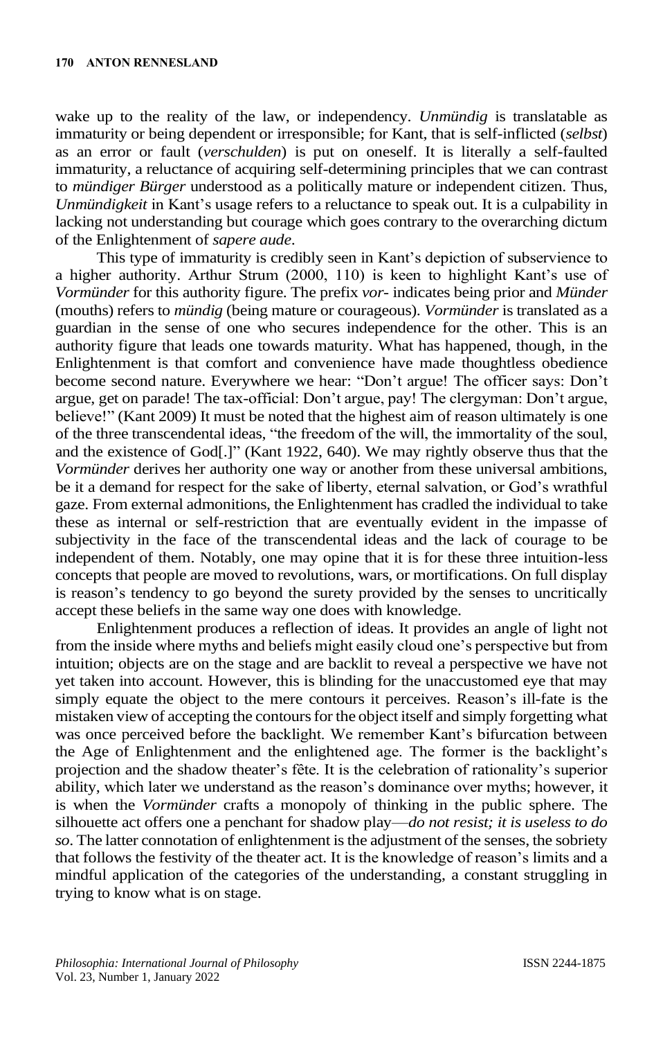wake up to the reality of the law, or independency. *Unmündig* is translatable as immaturity or being dependent or irresponsible; for Kant, that is self-inflicted (*selbst*) as an error or fault (*verschulden*) is put on oneself. It is literally a self-faulted immaturity, a reluctance of acquiring self-determining principles that we can contrast to *mündiger Bürger* understood as a politically mature or independent citizen. Thus, *Unmündigkeit* in Kant's usage refers to a reluctance to speak out. It is a culpability in lacking not understanding but courage which goes contrary to the overarching dictum of the Enlightenment of *sapere aude*.

This type of immaturity is credibly seen in Kant's depiction of subservience to a higher authority. Arthur Strum (2000, 110) is keen to highlight Kant's use of *Vormünder* for this authority figure. The prefix *vor-* indicates being prior and *Münder* (mouths) refers to *mündig* (being mature or courageous). *Vormünder* is translated as a guardian in the sense of one who secures independence for the other. This is an authority figure that leads one towards maturity. What has happened, though, in the Enlightenment is that comfort and convenience have made thoughtless obedience become second nature. Everywhere we hear: "Don't argue! The officer says: Don't argue, get on parade! The tax-official: Don't argue, pay! The clergyman: Don't argue, believe!" (Kant 2009) It must be noted that the highest aim of reason ultimately is one of the three transcendental ideas, "the freedom of the will, the immortality of the soul, and the existence of God[.]" (Kant 1922, 640). We may rightly observe thus that the *Vormünder* derives her authority one way or another from these universal ambitions, be it a demand for respect for the sake of liberty, eternal salvation, or God's wrathful gaze. From external admonitions, the Enlightenment has cradled the individual to take these as internal or self-restriction that are eventually evident in the impasse of subjectivity in the face of the transcendental ideas and the lack of courage to be independent of them. Notably, one may opine that it is for these three intuition-less concepts that people are moved to revolutions, wars, or mortifications. On full display is reason's tendency to go beyond the surety provided by the senses to uncritically accept these beliefs in the same way one does with knowledge.

Enlightenment produces a reflection of ideas. It provides an angle of light not from the inside where myths and beliefs might easily cloud one's perspective but from intuition; objects are on the stage and are backlit to reveal a perspective we have not yet taken into account. However, this is blinding for the unaccustomed eye that may simply equate the object to the mere contours it perceives. Reason's ill-fate is the mistaken view of accepting the contours for the object itself and simply forgetting what was once perceived before the backlight. We remember Kant's bifurcation between the Age of Enlightenment and the enlightened age. The former is the backlight's projection and the shadow theater's fête. It is the celebration of rationality's superior ability, which later we understand as the reason's dominance over myths; however, it is when the *Vormünder* crafts a monopoly of thinking in the public sphere. The silhouette act offers one a penchant for shadow play—*do not resist; it is useless to do so*. The latter connotation of enlightenment is the adjustment of the senses, the sobriety that follows the festivity of the theater act. It is the knowledge of reason's limits and a mindful application of the categories of the understanding, a constant struggling in trying to know what is on stage.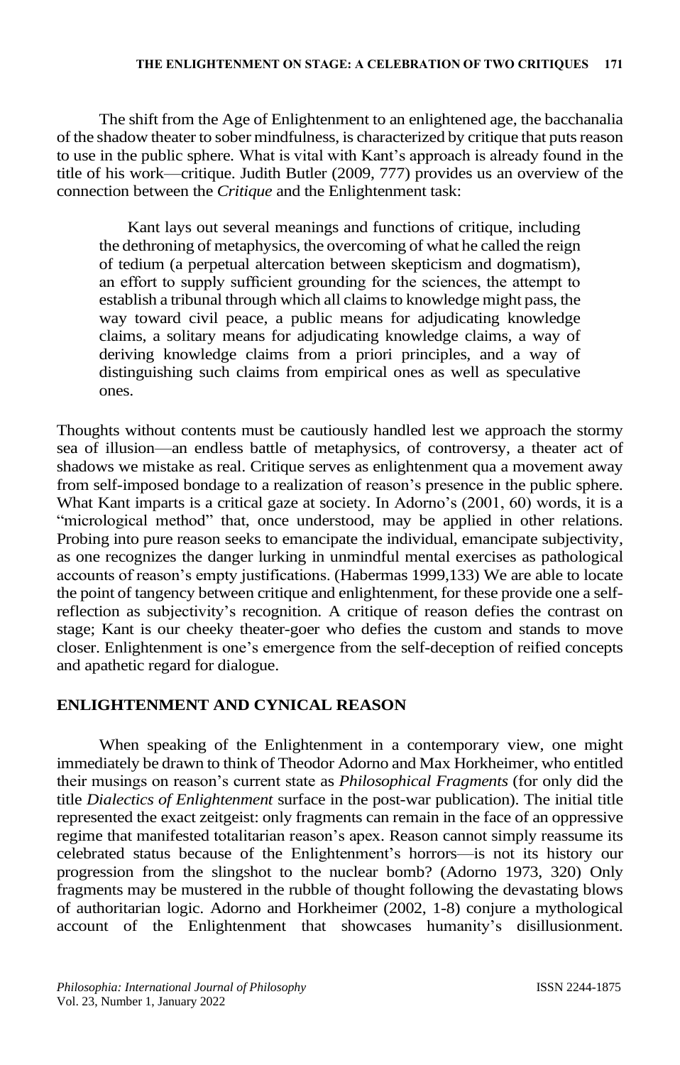The shift from the Age of Enlightenment to an enlightened age, the bacchanalia of the shadow theater to sober mindfulness, is characterized by critique that puts reason to use in the public sphere. What is vital with Kant's approach is already found in the title of his work—critique. Judith Butler (2009, 777) provides us an overview of the connection between the *Critique* and the Enlightenment task:

> Kant lays out several meanings and functions of critique, including the dethroning of metaphysics, the overcoming of what he called the reign of tedium (a perpetual altercation between skepticism and dogmatism), an effort to supply sufficient grounding for the sciences, the attempt to establish a tribunal through which all claims to knowledge might pass, the way toward civil peace, a public means for adjudicating knowledge claims, a solitary means for adjudicating knowledge claims, a way of deriving knowledge claims from a priori principles, and a way of distinguishing such claims from empirical ones as well as speculative ones.

Thoughts without contents must be cautiously handled lest we approach the stormy sea of illusion—an endless battle of metaphysics, of controversy, a theater act of shadows we mistake as real. Critique serves as enlightenment qua a movement away from self-imposed bondage to a realization of reason's presence in the public sphere. What Kant imparts is a critical gaze at society. In Adorno's (2001, 60) words, it is a "micrological method" that, once understood, may be applied in other relations. Probing into pure reason seeks to emancipate the individual, emancipate subjectivity, as one recognizes the danger lurking in unmindful mental exercises as pathological accounts of reason's empty justifications. (Habermas 1999,133) We are able to locate the point of tangency between critique and enlightenment, for these provide one a self-reflection as subjectivity's recognition. A critique of reason defies the contrast on stage; Kant is our cheeky theater-goer who defies the custom and stands to move closer. Enlightenment is one's emergence from the self-deception of reified concepts and apathetic regard for dialogue.

## ENLIGHTENMENT AND CYNICAL REASON

When speaking of the Enlightenment in a contemporary view, one might immediately be drawn to think of Theodor Adorno and Max Horkheimer, who entitled their musings on reason's current state as *Philosophical Fragments* (for only did the title *Dialectics of Enlightenment* surface in the post-war publication). The initial title represented the exact zeitgeist: only fragments can remain in the face of an oppressive regime that manifested totalitarian reason's apex. Reason cannot simply reassume its celebrated status because of the Enlightenment's horrors—is not its history our progression from the slingshot to the nuclear bomb? (Adorno 1973, 320) Only fragments may be mustered in the rubble of thought following the devastating blows of authoritarian logic. Adorno and Horkheimer (2002, 1-8) conjure a mythological account of the Enlightenment that showcases humanity's disillusionment.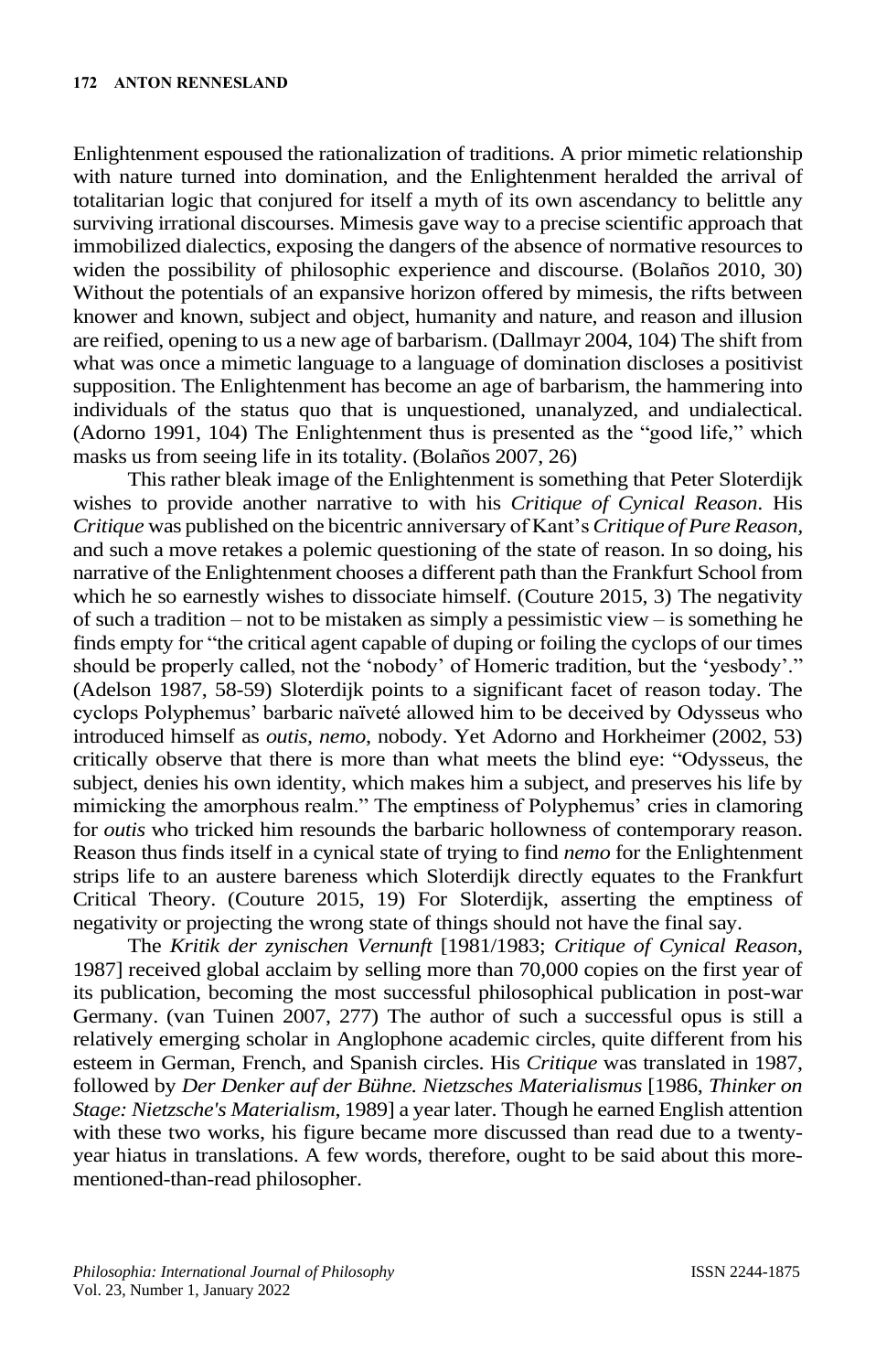Enlightenment espoused the rationalization of traditions. A prior mimetic relationship with nature turned into domination, and the Enlightenment heralded the arrival of totalitarian logic that conjured for itself a myth of its own ascendancy to belittle any surviving irrational discourses. Mimesis gave way to a precise scientific approach that immobilized dialectics, exposing the dangers of the absence of normative resources to widen the possibility of philosophic experience and discourse. (Bolaños 2010, 30) Without the potentials of an expansive horizon offered by mimesis, the rifts between knower and known, subject and object, humanity and nature, and reason and illusion are reified, opening to us a new age of barbarism. (Dallmayr 2004, 104) The shift from what was once a mimetic language to a language of domination discloses a positivist supposition. The Enlightenment has become an age of barbarism, the hammering into individuals of the status quo that is unquestioned, unanalyzed, and undialectical. (Adorno 1991, 104) The Enlightenment thus is presented as the "good life," which masks us from seeing life in its totality. (Bolaños 2007, 26)

This rather bleak image of the Enlightenment is something that Peter Sloterdijk wishes to provide another narrative to with his *Critique of Cynical Reason*. His *Critique* was published on the bicentric anniversary of Kant's *Critique of Pure Reason,* and such a move retakes a polemic questioning of the state of reason. In so doing, his narrative of the Enlightenment chooses a different path than the Frankfurt School from which he so earnestly wishes to dissociate himself. (Couture 2015, 3) The negativity of such a tradition – not to be mistaken as simply a pessimistic view – is something he finds empty for "the critical agent capable of duping or foiling the cyclops of our times should be properly called, not the 'nobody' of Homeric tradition, but the 'yesbody'." (Adelson 1987, 58-59) Sloterdijk points to a significant facet of reason today. The cyclops Polyphemus' barbaric naïveté allowed him to be deceived by Odysseus who introduced himself as *outis*, *nemo*, nobody. Yet Adorno and Horkheimer (2002, 53) critically observe that there is more than what meets the blind eye: "Odysseus, the subject, denies his own identity, which makes him a subject, and preserves his life by mimicking the amorphous realm." The emptiness of Polyphemus' cries in clamoring for *outis* who tricked him resounds the barbaric hollowness of contemporary reason. Reason thus finds itself in a cynical state of trying to find *nemo* for the Enlightenment strips life to an austere bareness which Sloterdijk directly equates to the Frankfurt Critical Theory. (Couture 2015, 19) For Sloterdijk, asserting the emptiness of negativity or projecting the wrong state of things should not have the final say.

The *Kritik der zynischen Vernunft* [1981/1983; *Critique of Cynical Reason*, 1987] received global acclaim by selling more than 70,000 copies on the first year of its publication, becoming the most successful philosophical publication in post-war Germany. (van Tuinen 2007, 277) The author of such a successful opus is still a relatively emerging scholar in Anglophone academic circles, quite different from his esteem in German, French, and Spanish circles. His *Critique* was translated in 1987, followed by *Der Denker auf der Bühne. Nietzsches Materialismus* [1986, *Thinker on Stage: Nietzsche's Materialism*, 1989] a year later. Though he earned English attention with these two works, his figure became more discussed than read due to a twenty-year hiatus in translations. A few words, therefore, ought to be said about this more-mentioned-than-read philosopher.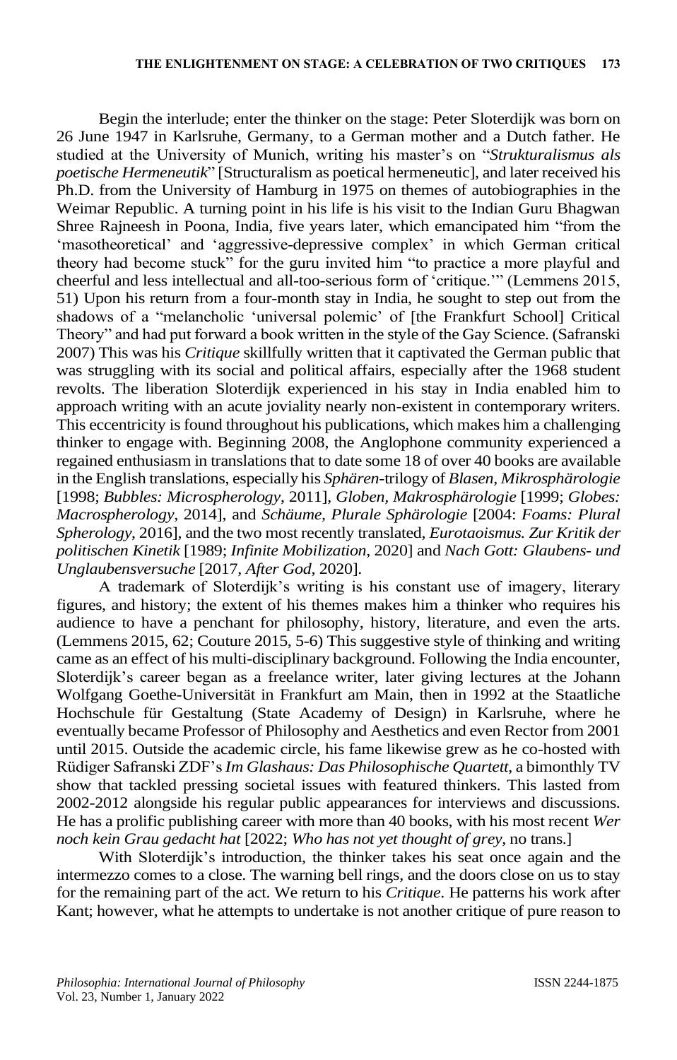Begin the interlude; enter the thinker on the stage: Peter Sloterdijk was born on 26 June 1947 in Karlsruhe, Germany, to a German mother and a Dutch father. He studied at the University of Munich, writing his master's on "*Strukturalismus als poetische Hermeneutik*" [Structuralism as poetical hermeneutic], and later received his Ph.D. from the University of Hamburg in 1975 on themes of autobiographies in the Weimar Republic. A turning point in his life is his visit to the Indian Guru Bhagwan Shree Rajneesh in Poona, India, five years later, which emancipated him "from the 'masotheoretical' and 'aggressive-depressive complex' in which German critical theory had become stuck" for the guru invited him "to practice a more playful and cheerful and less intellectual and all-too-serious form of 'critique.'" (Lemmens 2015, 51) Upon his return from a four-month stay in India, he sought to step out from the shadows of a "melancholic 'universal polemic' of [the Frankfurt School] Critical Theory" and had put forward a book written in the style of the Gay Science. (Safranski 2007) This was his *Critique* skillfully written that it captivated the German public that was struggling with its social and political affairs, especially after the 1968 student revolts. The liberation Sloterdijk experienced in his stay in India enabled him to approach writing with an acute joviality nearly non-existent in contemporary writers. This eccentricity is found throughout his publications, which makes him a challenging thinker to engage with. Beginning 2008, the Anglophone community experienced a regained enthusiasm in translations that to date some 18 of over 40 books are available in the English translations, especially his *Sphären*-trilogy of *Blasen, Mikrosphärologie* [1998; *Bubbles: Microspherology*, 2011], *Globen, Makrosphärologie* [1999; *Globes: Macrospherology*, 2014], and *Schäume, Plurale Sphärologie* [2004: *Foams: Plural Spherology*, 2016], and the two most recently translated, *Eurotaoismus. Zur Kritik der politischen Kinetik* [1989; *Infinite Mobilization*, 2020] and *Nach Gott: Glaubens- und Unglaubensversuche* [2017, *After God*, 2020].

A trademark of Sloterdijk's writing is his constant use of imagery, literary figures, and history; the extent of his themes makes him a thinker who requires his audience to have a penchant for philosophy, history, literature, and even the arts. (Lemmens 2015, 62; Couture 2015, 5-6) This suggestive style of thinking and writing came as an effect of his multi-disciplinary background. Following the India encounter, Sloterdijk's career began as a freelance writer, later giving lectures at the Johann Wolfgang Goethe-Universität in Frankfurt am Main, then in 1992 at the Staatliche Hochschule für Gestaltung (State Academy of Design) in Karlsruhe, where he eventually became Professor of Philosophy and Aesthetics and even Rector from 2001 until 2015. Outside the academic circle, his fame likewise grew as he co-hosted with Rüdiger Safranski ZDF's *Im Glashaus: Das Philosophische Quartett*, a bimonthly TV show that tackled pressing societal issues with featured thinkers. This lasted from 2002-2012 alongside his regular public appearances for interviews and discussions. He has a prolific publishing career with more than 40 books, with his most recent *Wer noch kein Grau gedacht hat* [2022; *Who has not yet thought of grey*, no trans.]

With Sloterdijk's introduction, the thinker takes his seat once again and the intermezzo comes to a close. The warning bell rings, and the doors close on us to stay for the remaining part of the act. We return to his *Critique*. He patterns his work after Kant; however, what he attempts to undertake is not another critique of pure reason to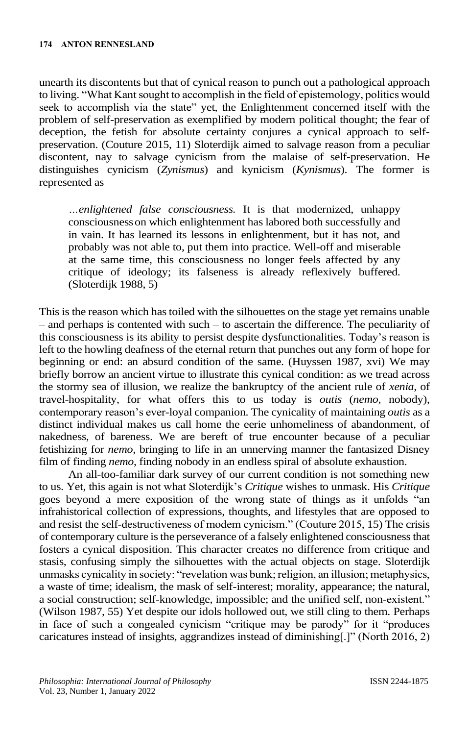unearth its discontents but that of cynical reason to punch out a pathological approach to living. "What Kant sought to accomplish in the field of epistemology, politics would seek to accomplish via the state" yet, the Enlightenment concerned itself with the problem of self-preservation as exemplified by modern political thought; the fear of deception, the fetish for absolute certainty conjures a cynical approach to self-preservation. (Couture 2015, 11) Sloterdijk aimed to salvage reason from a peculiar discontent, nay to salvage cynicism from the malaise of self-preservation. He distinguishes cynicism (*Zynismus*) and kynicism (*Kynismus*). The former is represented as

> *…enlightened false consciousness.* It is that modernized, unhappy consciousness on which enlightenment has labored both successfully and in vain. It has learned its lessons in enlightenment, but it has not, and probably was not able to, put them into practice. Well-off and miserable at the same time, this consciousness no longer feels affected by any critique of ideology; its falseness is already reflexively buffered. (Sloterdijk 1988, 5)

This is the reason which has toiled with the silhouettes on the stage yet remains unable – and perhaps is contented with such – to ascertain the difference. The peculiarity of this consciousness is its ability to persist despite dysfunctionalities. Today's reason is left to the howling deafness of the eternal return that punches out any form of hope for beginning or end: an absurd condition of the same. (Huyssen 1987, xvi) We may briefly borrow an ancient virtue to illustrate this cynical condition: as we tread across the stormy sea of illusion, we realize the bankruptcy of the ancient rule of *xenia*, of travel-hospitality, for what offers this to us today is *outis* (*nemo*, nobody), contemporary reason's ever-loyal companion. The cynicality of maintaining *outis* as a distinct individual makes us call home the eerie unhomeliness of abandonment, of nakedness, of bareness. We are bereft of true encounter because of a peculiar fetishizing for *nemo,* bringing to life in an unnerving manner the fantasized Disney film of finding *nemo,* finding nobody in an endless spiral of absolute exhaustion.

An all-too-familiar dark survey of our current condition is not something new to us. Yet, this again is not what Sloterdijk's *Critique* wishes to unmask. His *Critique* goes beyond a mere exposition of the wrong state of things as it unfolds "an infrahistorical collection of expressions, thoughts, and lifestyles that are opposed to and resist the self-destructiveness of modem cynicism." (Couture 2015, 15) The crisis of contemporary culture is the perseverance of a falsely enlightened consciousness that fosters a cynical disposition. This character creates no difference from critique and stasis, confusing simply the silhouettes with the actual objects on stage. Sloterdijk unmasks cynicality in society: "revelation was bunk; religion, an illusion; metaphysics, a waste of time; idealism, the mask of self-interest; morality, appearance; the natural, a social construction; self-knowledge, impossible; and the unified self, non-existent." (Wilson 1987, 55) Yet despite our idols hollowed out, we still cling to them. Perhaps in face of such a congealed cynicism "critique may be parody" for it "produces caricatures instead of insights, aggrandizes instead of diminishing[.]" (North 2016, 2)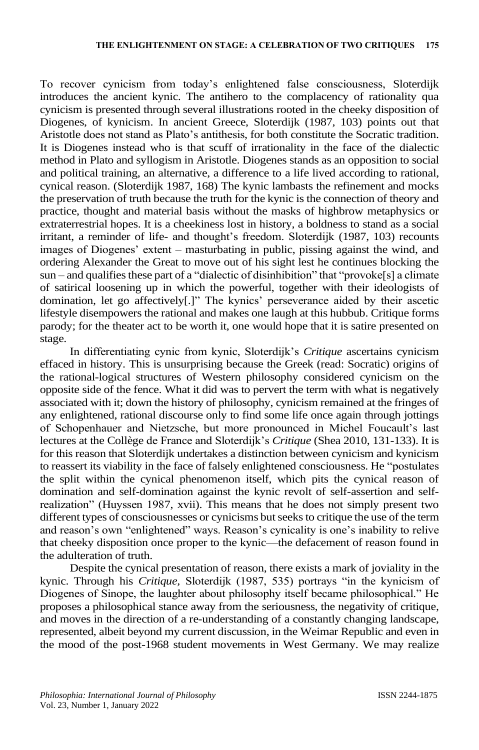To recover cynicism from today's enlightened false consciousness, Sloterdijk introduces the ancient kynic. The antihero to the complacency of rationality qua cynicism is presented through several illustrations rooted in the cheeky disposition of Diogenes, of kynicism. In ancient Greece, Sloterdijk (1987, 103) points out that Aristotle does not stand as Plato's antithesis, for both constitute the Socratic tradition. It is Diogenes instead who is that scuff of irrationality in the face of the dialectic method in Plato and syllogism in Aristotle. Diogenes stands as an opposition to social and political training, an alternative, a difference to a life lived according to rational, cynical reason. (Sloterdijk 1987, 168) The kynic lambasts the refinement and mocks the preservation of truth because the truth for the kynic is the connection of theory and practice, thought and material basis without the masks of highbrow metaphysics or extraterrestrial hopes. It is a cheekiness lost in history, a boldness to stand as a social irritant, a reminder of life- and thought's freedom. Sloterdijk (1987, 103) recounts images of Diogenes' extent – masturbating in public, pissing against the wind, and ordering Alexander the Great to move out of his sight lest he continues blocking the sun – and qualifies these part of a "dialectic of disinhibition" that "provoke[s] a climate of satirical loosening up in which the powerful, together with their ideologists of domination, let go affectively[.]" The kynics' perseverance aided by their ascetic lifestyle disempowers the rational and makes one laugh at this hubbub. Critique forms parody; for the theater act to be worth it, one would hope that it is satire presented on stage.

In differentiating cynic from kynic, Sloterdijk's *Critique* ascertains cynicism effaced in history. This is unsurprising because the Greek (read: Socratic) origins of the rational-logical structures of Western philosophy considered cynicism on the opposite side of the fence. What it did was to pervert the term with what is negatively associated with it; down the history of philosophy, cynicism remained at the fringes of any enlightened, rational discourse only to find some life once again through jottings of Schopenhauer and Nietzsche, but more pronounced in Michel Foucault's last lectures at the Collège de France and Sloterdijk's *Critique* (Shea 2010, 131-133). It is for this reason that Sloterdijk undertakes a distinction between cynicism and kynicism to reassert its viability in the face of falsely enlightened consciousness. He "postulates the split within the cynical phenomenon itself, which pits the cynical reason of domination and self-domination against the kynic revolt of self-assertion and self-realization" (Huyssen 1987, xvii). This means that he does not simply present two different types of consciousnesses or cynicisms but seeks to critique the use of the term and reason's own "enlightened" ways. Reason's cynicality is one's inability to relive that cheeky disposition once proper to the kynic—the defacement of reason found in the adulteration of truth.

Despite the cynical presentation of reason, there exists a mark of joviality in the kynic. Through his *Critique*, Sloterdijk (1987, 535) portrays "in the kynicism of Diogenes of Sinope, the laughter about philosophy itself became philosophical." He proposes a philosophical stance away from the seriousness, the negativity of critique, and moves in the direction of a re-understanding of a constantly changing landscape, represented, albeit beyond my current discussion, in the Weimar Republic and even in the mood of the post-1968 student movements in West Germany. We may realize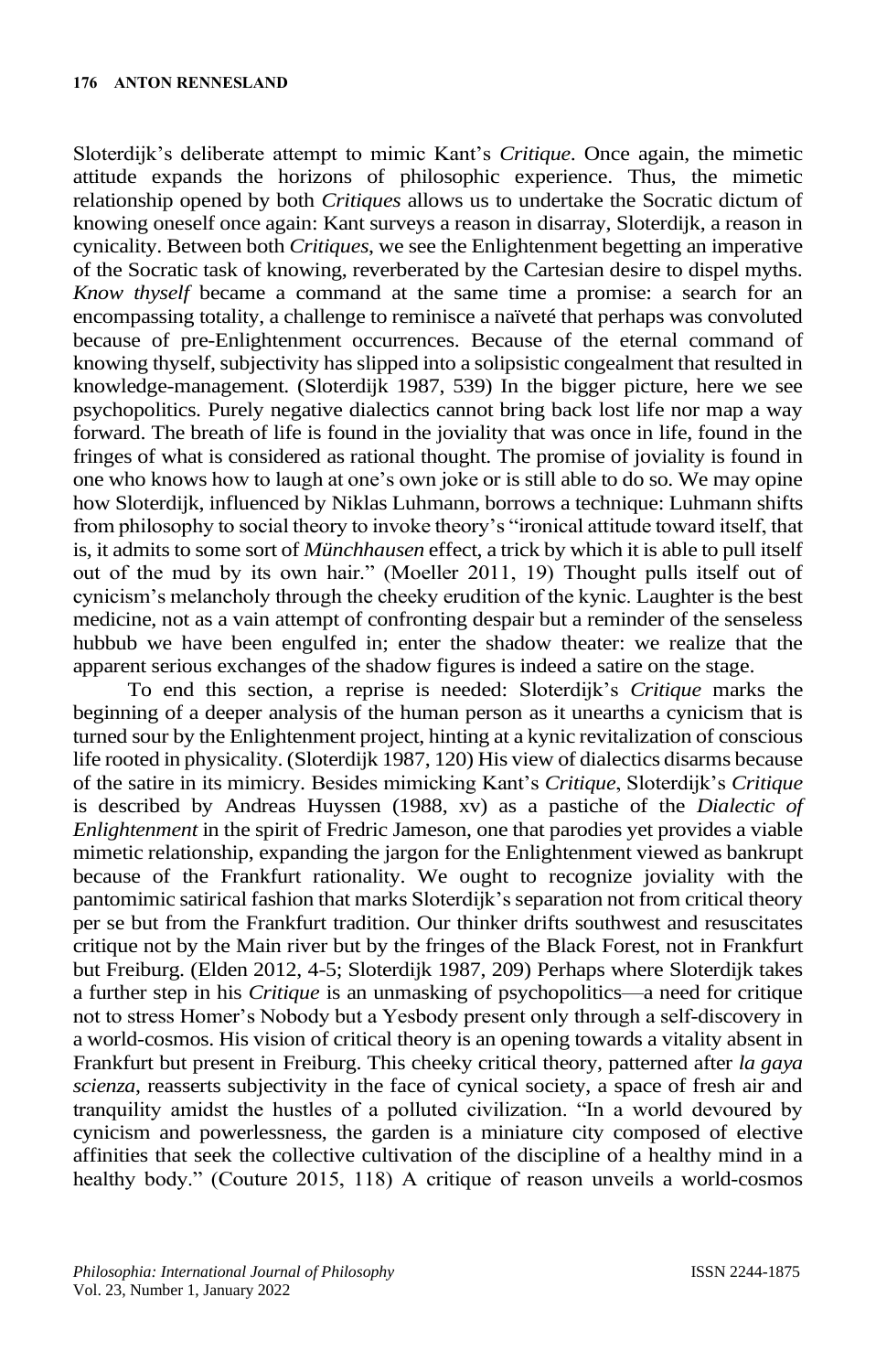Sloterdijk's deliberate attempt to mimic Kant's *Critique*. Once again, the mimetic attitude expands the horizons of philosophic experience. Thus, the mimetic relationship opened by both *Critiques* allows us to undertake the Socratic dictum of knowing oneself once again: Kant surveys a reason in disarray, Sloterdijk, a reason in cynicality. Between both *Critiques*, we see the Enlightenment begetting an imperative of the Socratic task of knowing, reverberated by the Cartesian desire to dispel myths. *Know thyself* became a command at the same time a promise: a search for an encompassing totality, a challenge to reminisce a naïveté that perhaps was convoluted because of pre-Enlightenment occurrences. Because of the eternal command of knowing thyself, subjectivity has slipped into a solipsistic congealment that resulted in knowledge-management. (Sloterdijk 1987, 539) In the bigger picture, here we see psychopolitics. Purely negative dialectics cannot bring back lost life nor map a way forward. The breath of life is found in the joviality that was once in life, found in the fringes of what is considered as rational thought. The promise of joviality is found in one who knows how to laugh at one's own joke or is still able to do so. We may opine how Sloterdijk, influenced by Niklas Luhmann, borrows a technique: Luhmann shifts from philosophy to social theory to invoke theory's "ironical attitude toward itself, that is, it admits to some sort of *Münchhausen* effect, a trick by which it is able to pull itself out of the mud by its own hair." (Moeller 2011, 19) Thought pulls itself out of cynicism's melancholy through the cheeky erudition of the kynic. Laughter is the best medicine, not as a vain attempt of confronting despair but a reminder of the senseless hubbub we have been engulfed in; enter the shadow theater: we realize that the apparent serious exchanges of the shadow figures is indeed a satire on the stage.

To end this section, a reprise is needed: Sloterdijk's *Critique* marks the beginning of a deeper analysis of the human person as it unearths a cynicism that is turned sour by the Enlightenment project, hinting at a kynic revitalization of conscious life rooted in physicality. (Sloterdijk 1987, 120) His view of dialectics disarms because of the satire in its mimicry. Besides mimicking Kant's *Critique*, Sloterdijk's *Critique* is described by Andreas Huyssen (1988, xv) as a pastiche of the *Dialectic of Enlightenment* in the spirit of Fredric Jameson, one that parodies yet provides a viable mimetic relationship, expanding the jargon for the Enlightenment viewed as bankrupt because of the Frankfurt rationality. We ought to recognize joviality with the pantomimic satirical fashion that marks Sloterdijk's separation not from critical theory per se but from the Frankfurt tradition. Our thinker drifts southwest and resuscitates critique not by the Main river but by the fringes of the Black Forest, not in Frankfurt but Freiburg. (Elden 2012, 4-5; Sloterdijk 1987, 209) Perhaps where Sloterdijk takes a further step in his *Critique* is an unmasking of psychopolitics—a need for critique not to stress Homer's Nobody but a Yesbody present only through a self-discovery in a world-cosmos. His vision of critical theory is an opening towards a vitality absent in Frankfurt but present in Freiburg. This cheeky critical theory, patterned after *la gaya scienza*, reasserts subjectivity in the face of cynical society, a space of fresh air and tranquility amidst the hustles of a polluted civilization. "In a world devoured by cynicism and powerlessness, the garden is a miniature city composed of elective affinities that seek the collective cultivation of the discipline of a healthy mind in a healthy body." (Couture 2015, 118) A critique of reason unveils a world-cosmos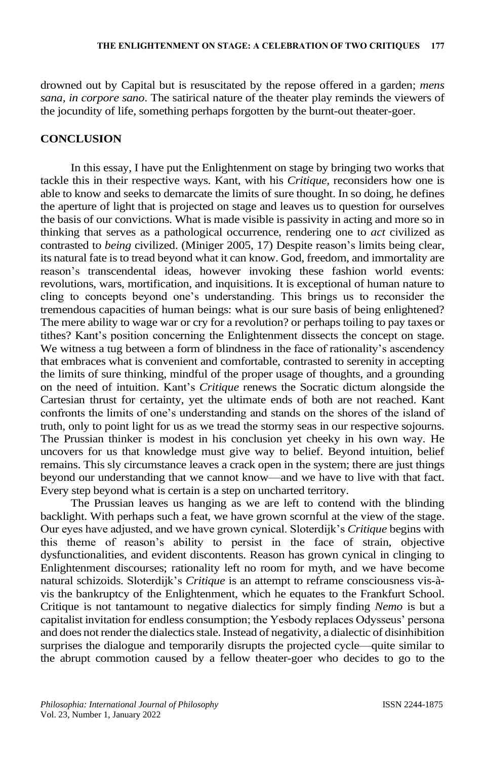drowned out by Capital but is resuscitated by the repose offered in a garden; *mens sana, in corpore sano*. The satirical nature of the theater play reminds the viewers of the jocundity of life, something perhaps forgotten by the burnt-out theater-goer.

## CONCLUSION

In this essay, I have put the Enlightenment on stage by bringing two works that tackle this in their respective ways. Kant, with his *Critique*, reconsiders how one is able to know and seeks to demarcate the limits of sure thought. In so doing, he defines the aperture of light that is projected on stage and leaves us to question for ourselves the basis of our convictions. What is made visible is passivity in acting and more so in thinking that serves as a pathological occurrence, rendering one to *act* civilized as contrasted to *being* civilized. (Miniger 2005, 17) Despite reason's limits being clear, its natural fate is to tread beyond what it can know. God, freedom, and immortality are reason's transcendental ideas, however invoking these fashion world events: revolutions, wars, mortification, and inquisitions. It is exceptional of human nature to cling to concepts beyond one's understanding. This brings us to reconsider the tremendous capacities of human beings: what is our sure basis of being enlightened? The mere ability to wage war or cry for a revolution? or perhaps toiling to pay taxes or tithes? Kant's position concerning the Enlightenment dissects the concept on stage. We witness a tug between a form of blindness in the face of rationality's ascendency that embraces what is convenient and comfortable, contrasted to serenity in accepting the limits of sure thinking, mindful of the proper usage of thoughts, and a grounding on the need of intuition. Kant's *Critique* renews the Socratic dictum alongside the Cartesian thrust for certainty, yet the ultimate ends of both are not reached. Kant confronts the limits of one's understanding and stands on the shores of the island of truth, only to point light for us as we tread the stormy seas in our respective sojourns. The Prussian thinker is modest in his conclusion yet cheeky in his own way. He uncovers for us that knowledge must give way to belief. Beyond intuition, belief remains. This sly circumstance leaves a crack open in the system; there are just things beyond our understanding that we cannot know—and we have to live with that fact. Every step beyond what is certain is a step on uncharted territory.

The Prussian leaves us hanging as we are left to contend with the blinding backlight. With perhaps such a feat, we have grown scornful at the view of the stage. Our eyes have adjusted, and we have grown cynical. Sloterdijk's *Critique* begins with this theme of reason's ability to persist in the face of strain, objective dysfunctionalities, and evident discontents. Reason has grown cynical in clinging to Enlightenment discourses; rationality left no room for myth, and we have become natural schizoids. Sloterdijk's *Critique* is an attempt to reframe consciousness vis-à-vis the bankruptcy of the Enlightenment, which he equates to the Frankfurt School. Critique is not tantamount to negative dialectics for simply finding *Nemo* is but a capitalist invitation for endless consumption; the Yesbody replaces Odysseus' persona and does not render the dialectics stale. Instead of negativity, a dialectic of disinhibition surprises the dialogue and temporarily disrupts the projected cycle—quite similar to the abrupt commotion caused by a fellow theater-goer who decides to go to the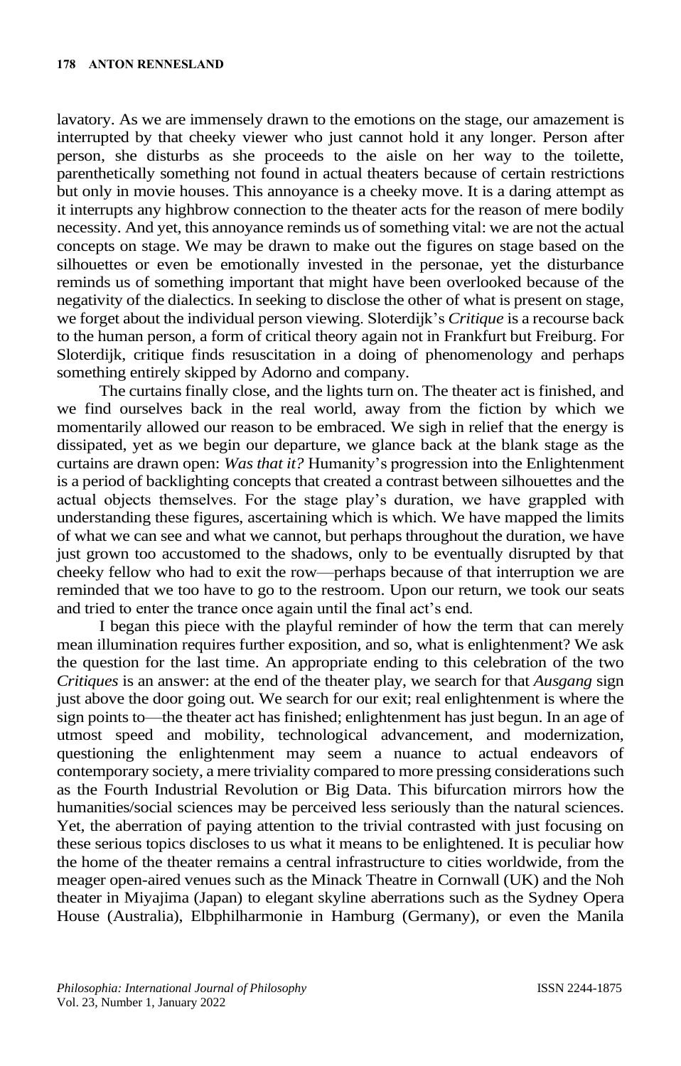lavatory. As we are immensely drawn to the emotions on the stage, our amazement is interrupted by that cheeky viewer who just cannot hold it any longer. Person after person, she disturbs as she proceeds to the aisle on her way to the toilette, parenthetically something not found in actual theaters because of certain restrictions but only in movie houses. This annoyance is a cheeky move. It is a daring attempt as it interrupts any highbrow connection to the theater acts for the reason of mere bodily necessity. And yet, this annoyance reminds us of something vital: we are not the actual concepts on stage. We may be drawn to make out the figures on stage based on the silhouettes or even be emotionally invested in the personae, yet the disturbance reminds us of something important that might have been overlooked because of the negativity of the dialectics. In seeking to disclose the other of what is present on stage, we forget about the individual person viewing. Sloterdijk's *Critique* is a recourse back to the human person, a form of critical theory again not in Frankfurt but Freiburg. For Sloterdijk, critique finds resuscitation in a doing of phenomenology and perhaps something entirely skipped by Adorno and company.

The curtains finally close, and the lights turn on. The theater act is finished, and we find ourselves back in the real world, away from the fiction by which we momentarily allowed our reason to be embraced. We sigh in relief that the energy is dissipated, yet as we begin our departure, we glance back at the blank stage as the curtains are drawn open: *Was that it?* Humanity's progression into the Enlightenment is a period of backlighting concepts that created a contrast between silhouettes and the actual objects themselves. For the stage play's duration, we have grappled with understanding these figures, ascertaining which is which. We have mapped the limits of what we can see and what we cannot, but perhaps throughout the duration, we have just grown too accustomed to the shadows, only to be eventually disrupted by that cheeky fellow who had to exit the row—perhaps because of that interruption we are reminded that we too have to go to the restroom. Upon our return, we took our seats and tried to enter the trance once again until the final act's end.

I began this piece with the playful reminder of how the term that can merely mean illumination requires further exposition, and so, what is enlightenment? We ask the question for the last time. An appropriate ending to this celebration of the two *Critiques* is an answer: at the end of the theater play, we search for that *Ausgang* sign just above the door going out. We search for our exit; real enlightenment is where the sign points to—the theater act has finished; enlightenment has just begun. In an age of utmost speed and mobility, technological advancement, and modernization, questioning the enlightenment may seem a nuance to actual endeavors of contemporary society, a mere triviality compared to more pressing considerations such as the Fourth Industrial Revolution or Big Data. This bifurcation mirrors how the humanities/social sciences may be perceived less seriously than the natural sciences. Yet, the aberration of paying attention to the trivial contrasted with just focusing on these serious topics discloses to us what it means to be enlightened. It is peculiar how the home of the theater remains a central infrastructure to cities worldwide, from the meager open-aired venues such as the Minack Theatre in Cornwall (UK) and the Noh theater in Miyajima (Japan) to elegant skyline aberrations such as the Sydney Opera House (Australia), Elbphilharmonie in Hamburg (Germany), or even the Manila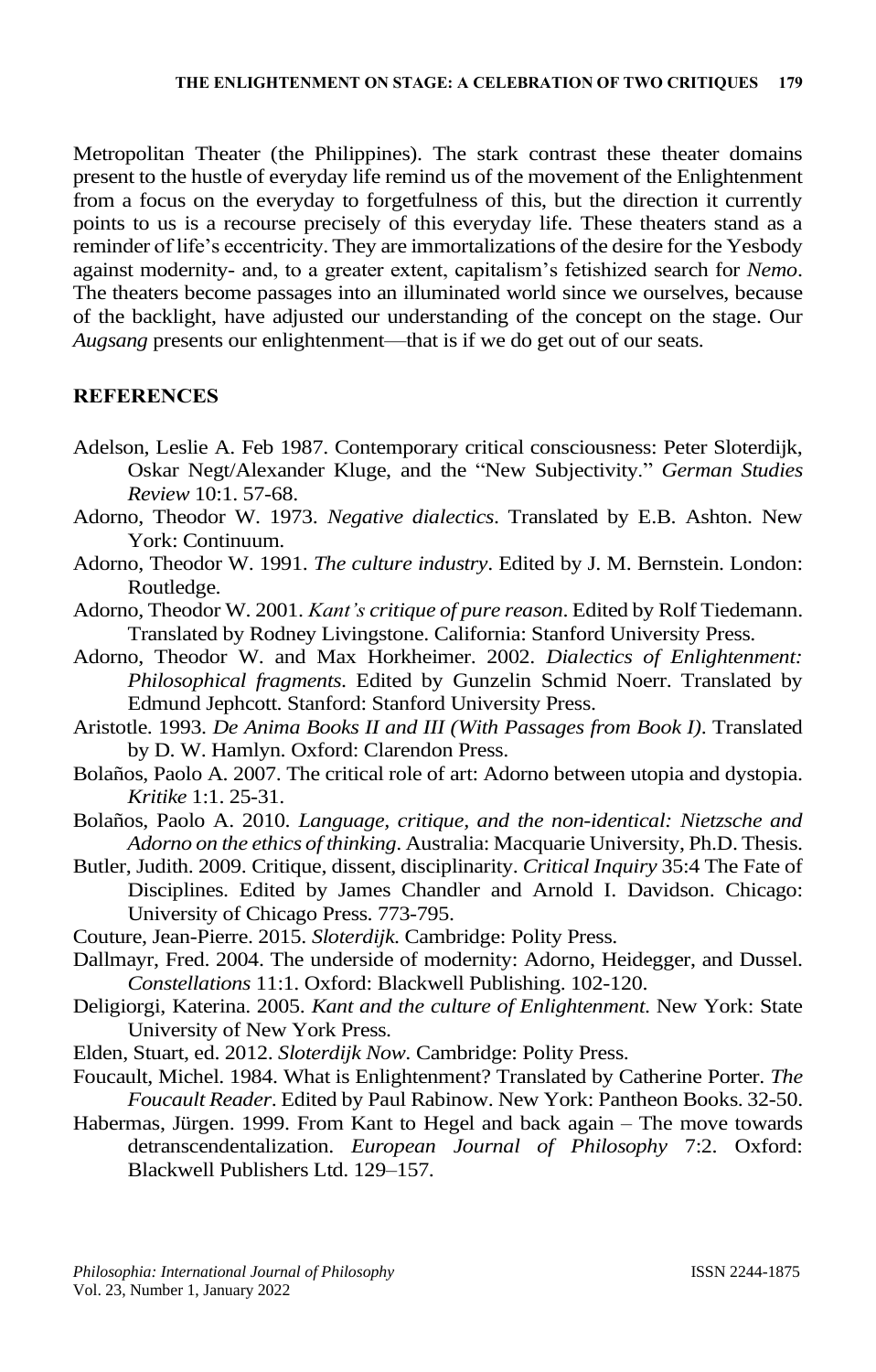Metropolitan Theater (the Philippines). The stark contrast these theater domains present to the hustle of everyday life remind us of the movement of the Enlightenment from a focus on the everyday to forgetfulness of this, but the direction it currently points to us is a recourse precisely of this everyday life. These theaters stand as a reminder of life's eccentricity. They are immortalizations of the desire for the Yesbody against modernity- and, to a greater extent, capitalism's fetishized search for *Nemo*. The theaters become passages into an illuminated world since we ourselves, because of the backlight, have adjusted our understanding of the concept on the stage. Our *Augsang* presents our enlightenment—that is if we do get out of our seats.

## REFERENCES

Adelson, Leslie A. Feb 1987. Contemporary critical consciousness: Peter Sloterdijk, Oskar Negt/Alexander Kluge, and the "New Subjectivity." *German Studies Review* 10:1. 57-68.

Adorno, Theodor W. 1973. *Negative dialectics*. Translated by E.B. Ashton. New York: Continuum.

Adorno, Theodor W. 1991. *The culture industry*. Edited by J. M. Bernstein. London: Routledge.

Adorno, Theodor W. 2001. *Kant's critique of pure reason*. Edited by Rolf Tiedemann. Translated by Rodney Livingstone. California: Stanford University Press.

Adorno, Theodor W. and Max Horkheimer. 2002. *Dialectics of Enlightenment: Philosophical fragments*. Edited by Gunzelin Schmid Noerr. Translated by Edmund Jephcott. Stanford: Stanford University Press.

Aristotle. 1993. *De Anima Books II and III (With Passages from Book I)*. Translated by D. W. Hamlyn. Oxford: Clarendon Press.

Bolaños, Paolo A. 2007. The critical role of art: Adorno between utopia and dystopia. *Kritike* 1:1. 25-31.

Bolaños, Paolo A. 2010. *Language, critique, and the non-identical: Nietzsche and Adorno on the ethics of thinking*. Australia: Macquarie University, Ph.D. Thesis.

Butler, Judith. 2009. Critique, dissent, disciplinarity. *Critical Inquiry* 35:4 The Fate of Disciplines. Edited by James Chandler and Arnold I. Davidson. Chicago: University of Chicago Press. 773-795.

Couture, Jean-Pierre. 2015. *Sloterdijk*. Cambridge: Polity Press.

Dallmayr, Fred. 2004. The underside of modernity: Adorno, Heidegger, and Dussel. *Constellations* 11:1. Oxford: Blackwell Publishing. 102-120.

Deligiorgi, Katerina. 2005. *Kant and the culture of Enlightenment*. New York: State University of New York Press.

Elden, Stuart, ed. 2012. *Sloterdijk Now*. Cambridge: Polity Press.

Foucault, Michel. 1984. What is Enlightenment? Translated by Catherine Porter. *The Foucault Reader*. Edited by Paul Rabinow. New York: Pantheon Books. 32-50.

Habermas, Jürgen. 1999. From Kant to Hegel and back again – The move towards detranscendentalization. *European Journal of Philosophy* 7:2. Oxford: Blackwell Publishers Ltd. 129–157.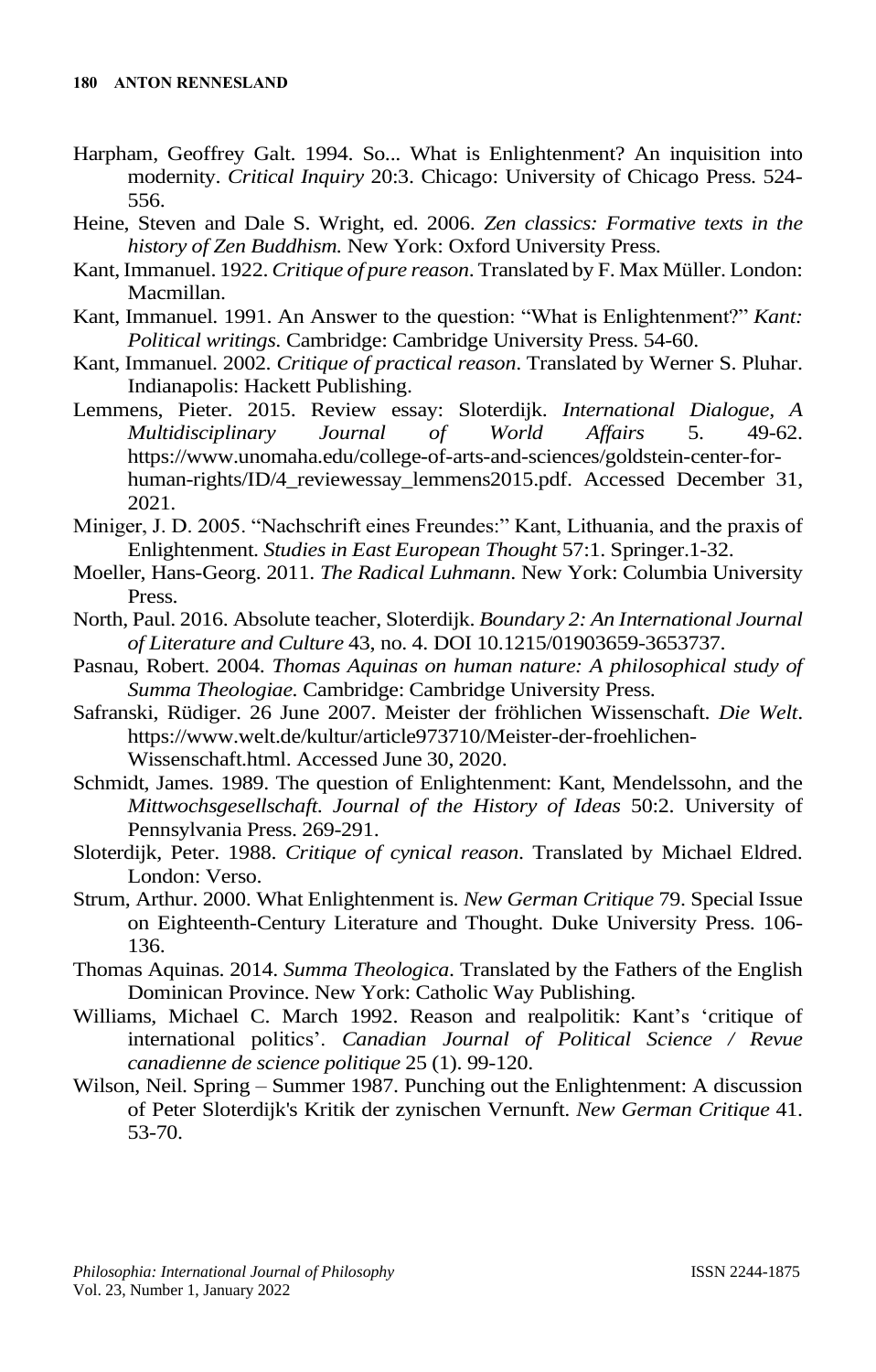Harpham, Geoffrey Galt. 1994. So... What is Enlightenment? An inquisition into modernity. *Critical Inquiry* 20:3. Chicago: University of Chicago Press. 524-556.

Heine, Steven and Dale S. Wright, ed. 2006. *Zen classics: Formative texts in the history of Zen Buddhism.* New York: Oxford University Press.

Kant, Immanuel. 1922. *Critique of pure reason*. Translated by F. Max Müller. London: Macmillan.

Kant, Immanuel. 1991. An Answer to the question: "What is Enlightenment?" *Kant: Political writings*. Cambridge: Cambridge University Press. 54-60.

Kant, Immanuel. 2002. *Critique of practical reason*. Translated by Werner S. Pluhar. Indianapolis: Hackett Publishing.

Lemmens, Pieter. 2015. Review essay: Sloterdijk. *International Dialogue, A Multidisciplinary Journal of World Affairs* 5. 49-62. https://www.unomaha.edu/college-of-arts-and-sciences/goldstein-center-for-human-rights/ID/4_reviewessay_lemmens2015.pdf. Accessed December 31, 2021.

Miniger, J. D. 2005. "Nachschrift eines Freundes:" Kant, Lithuania, and the praxis of Enlightenment. *Studies in East European Thought* 57:1. Springer.1-32.

Moeller, Hans-Georg. 2011. *The Radical Luhmann*. New York: Columbia University Press.

North, Paul. 2016. Absolute teacher, Sloterdijk. *Boundary 2: An International Journal of Literature and Culture* 43, no. 4. DOI 10.1215/01903659-3653737.

Pasnau, Robert. 2004. *Thomas Aquinas on human nature: A philosophical study of Summa Theologiae.* Cambridge: Cambridge University Press.

Safranski, Rüdiger. 26 June 2007. Meister der fröhlichen Wissenschaft. *Die Welt*. https://www.welt.de/kultur/article973710/Meister-der-froehlichen-Wissenschaft.html. Accessed June 30, 2020.

Schmidt, James. 1989. The question of Enlightenment: Kant, Mendelssohn, and the *Mittwochsgesellschaft. Journal of the History of Ideas* 50:2. University of Pennsylvania Press. 269-291.

Sloterdijk, Peter. 1988. *Critique of cynical reason*. Translated by Michael Eldred. London: Verso.

Strum, Arthur. 2000. What Enlightenment is. *New German Critique* 79. Special Issue on Eighteenth-Century Literature and Thought. Duke University Press. 106-136.

Thomas Aquinas. 2014. *Summa Theologica*. Translated by the Fathers of the English Dominican Province. New York: Catholic Way Publishing.

Williams, Michael C. March 1992. Reason and realpolitik: Kant's 'critique of international politics'. *Canadian Journal of Political Science / Revue canadienne de science politique* 25 (1). 99-120.

Wilson, Neil. Spring – Summer 1987. Punching out the Enlightenment: A discussion of Peter Sloterdijk's Kritik der zynischen Vernunft. *New German Critique* 41. 53-70.